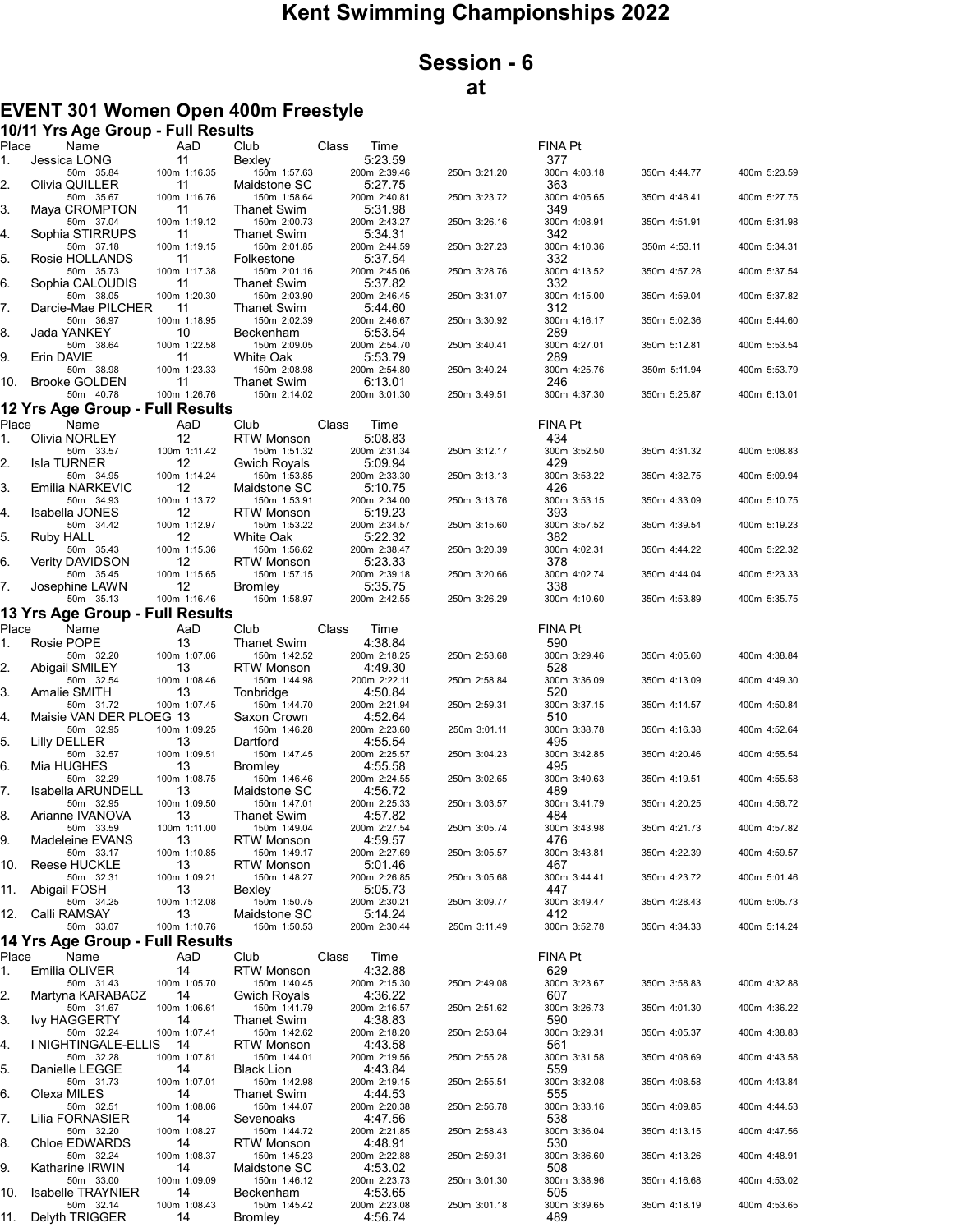# Kent Swimming Championships 2022

## Session - 6
## at

## EVENT 301 Women Open 400m Freestyle

### 10/11 Yrs Age Group - Full Results

| Place | Name | AaD | Club | Class | Time | | FINA Pt | | |
|---|---|---|---|---|---|---|---|---|---|
| 1. | Jessica LONG | 11 | Bexley | | 5:23.59 | | 377 | | |
| | 50m 35.84 | 100m 1:16.35 | 150m 1:57.63 | | 200m 2:39.46 | 250m 3:21.20 | 300m 4:03.18 | 350m 4:44.77 | 400m 5:23.59 |
| 2. | Olivia QUILLER | 11 | Maidstone SC | | 5:27.75 | | 363 | | |
| | 50m 35.67 | 100m 1:16.76 | 150m 1:58.64 | | 200m 2:40.81 | 250m 3:23.72 | 300m 4:05.65 | 350m 4:48.41 | 400m 5:27.75 |
| 3. | Maya CROMPTON | 11 | Thanet Swim | | 5:31.98 | | 349 | | |
| | 50m 37.04 | 100m 1:19.12 | 150m 2:00.73 | | 200m 2:43.27 | 250m 3:26.16 | 300m 4:08.91 | 350m 4:51.91 | 400m 5:31.98 |
| 4. | Sophia STIRRUPS | 11 | Thanet Swim | | 5:34.31 | | 342 | | |
| | 50m 37.18 | 100m 1:19.15 | 150m 2:01.85 | | 200m 2:44.59 | 250m 3:27.23 | 300m 4:10.36 | 350m 4:53.11 | 400m 5:34.31 |
| 5. | Rosie HOLLANDS | 11 | Folkestone | | 5:37.54 | | 332 | | |
| | 50m 35.73 | 100m 1:17.38 | 150m 2:01.16 | | 200m 2:45.06 | 250m 3:28.76 | 300m 4:13.52 | 350m 4:57.28 | 400m 5:37.54 |
| 6. | Sophia CALOUDIS | 11 | Thanet Swim | | 5:37.82 | | 332 | | |
| | 50m 38.05 | 100m 1:20.30 | 150m 2:03.90 | | 200m 2:46.45 | 250m 3:31.07 | 300m 4:15.00 | 350m 4:59.04 | 400m 5:37.82 |
| 7. | Darcie-Mae PILCHER | 11 | Thanet Swim | | 5:44.60 | | 312 | | |
| | 50m 36.97 | 100m 1:18.95 | 150m 2:02.39 | | 200m 2:46.67 | 250m 3:30.92 | 300m 4:16.17 | 350m 5:02.36 | 400m 5:44.60 |
| 8. | Jada YANKEY | 10 | Beckenham | | 5:53.54 | | 289 | | |
| | 50m 38.64 | 100m 1:22.58 | 150m 2:09.05 | | 200m 2:54.70 | 250m 3:40.41 | 300m 4:27.01 | 350m 5:12.81 | 400m 5:53.54 |
| 9. | Erin DAVIE | 11 | White Oak | | 5:53.79 | | 289 | | |
| | 50m 38.98 | 100m 1:23.33 | 150m 2:08.98 | | 200m 2:54.80 | 250m 3:40.24 | 300m 4:25.76 | 350m 5:11.94 | 400m 5:53.79 |
| 10. | Brooke GOLDEN | 11 | Thanet Swim | | 6:13.01 | | 246 | | |
| | 50m 40.78 | 100m 1:26.76 | 150m 2:14.02 | | 200m 3:01.30 | 250m 3:49.51 | 300m 4:37.30 | 350m 5:25.87 | 400m 6:13.01 |

### 12 Yrs Age Group - Full Results

| Place | Name | AaD | Club | Class | Time | | FINA Pt | | |
|---|---|---|---|---|---|---|---|---|---|
| 1. | Olivia NORLEY | 12 | RTW Monson | | 5:08.83 | | 434 | | |
| | 50m 33.57 | 100m 1:11.42 | 150m 1:51.32 | | 200m 2:31.34 | 250m 3:12.17 | 300m 3:52.50 | 350m 4:31.32 | 400m 5:08.83 |
| 2. | Isla TURNER | 12 | Gwich Royals | | 5:09.94 | | 429 | | |
| | 50m 34.95 | 100m 1:14.24 | 150m 1:53.85 | | 200m 2:33.30 | 250m 3:13.13 | 300m 3:53.22 | 350m 4:32.75 | 400m 5:09.94 |
| 3. | Emilia NARKEVIC | 12 | Maidstone SC | | 5:10.75 | | 426 | | |
| | 50m 34.93 | 100m 1:13.72 | 150m 1:53.91 | | 200m 2:34.00 | 250m 3:13.76 | 300m 3:53.15 | 350m 4:33.09 | 400m 5:10.75 |
| 4. | Isabella JONES | 12 | RTW Monson | | 5:19.23 | | 393 | | |
| | 50m 34.42 | 100m 1:12.97 | 150m 1:53.22 | | 200m 2:34.57 | 250m 3:15.60 | 300m 3:57.52 | 350m 4:39.54 | 400m 5:19.23 |
| 5. | Ruby HALL | 12 | White Oak | | 5:22.32 | | 382 | | |
| | 50m 35.43 | 100m 1:15.36 | 150m 1:56.62 | | 200m 2:38.47 | 250m 3:20.39 | 300m 4:02.31 | 350m 4:44.22 | 400m 5:22.32 |
| 6. | Verity DAVIDSON | 12 | RTW Monson | | 5:23.33 | | 378 | | |
| | 50m 35.45 | 100m 1:15.65 | 150m 1:57.15 | | 200m 2:39.18 | 250m 3:20.66 | 300m 4:02.74 | 350m 4:44.04 | 400m 5:23.33 |
| 7. | Josephine LAWN | 12 | Bromley | | 5:35.75 | | 338 | | |
| | 50m 35.13 | 100m 1:16.46 | 150m 1:58.97 | | 200m 2:42.55 | 250m 3:26.29 | 300m 4:10.60 | 350m 4:53.89 | 400m 5:35.75 |

### 13 Yrs Age Group - Full Results

| Place | Name | AaD | Club | Class | Time | | FINA Pt | | |
|---|---|---|---|---|---|---|---|---|---|
| 1. | Rosie POPE | 13 | Thanet Swim | | 4:38.84 | | 590 | | |
| | 50m 32.20 | 100m 1:07.06 | 150m 1:42.52 | | 200m 2:18.25 | 250m 2:53.68 | 300m 3:29.46 | 350m 4:05.60 | 400m 4:38.84 |
| 2. | Abigail SMILEY | 13 | RTW Monson | | 4:49.30 | | 528 | | |
| | 50m 32.54 | 100m 1:08.46 | 150m 1:44.98 | | 200m 2:22.11 | 250m 2:58.84 | 300m 3:36.09 | 350m 4:13.09 | 400m 4:49.30 |
| 3. | Amalie SMITH | 13 | Tonbridge | | 4:50.84 | | 520 | | |
| | 50m 31.72 | 100m 1:07.45 | 150m 1:44.70 | | 200m 2:21.94 | 250m 2:59.31 | 300m 3:37.15 | 350m 4:14.57 | 400m 4:50.84 |
| 4. | Maisie VAN DER PLOEG | 13 | Saxon Crown | | 4:52.64 | | 510 | | |
| | 50m 32.95 | 100m 1:09.25 | 150m 1:46.28 | | 200m 2:23.60 | 250m 3:01.11 | 300m 3:38.78 | 350m 4:16.38 | 400m 4:52.64 |
| 5. | Lilly DELLER | 13 | Dartford | | 4:55.54 | | 495 | | |
| | 50m 32.57 | 100m 1:09.51 | 150m 1:47.45 | | 200m 2:25.57 | 250m 3:04.23 | 300m 3:42.85 | 350m 4:20.46 | 400m 4:55.54 |
| 6. | Mia HUGHES | 13 | Bromley | | 4:55.58 | | 495 | | |
| | 50m 32.29 | 100m 1:08.75 | 150m 1:46.46 | | 200m 2:24.55 | 250m 3:02.65 | 300m 3:40.63 | 350m 4:19.51 | 400m 4:55.58 |
| 7. | Isabella ARUNDELL | 13 | Maidstone SC | | 4:56.72 | | 489 | | |
| | 50m 32.95 | 100m 1:09.50 | 150m 1:47.01 | | 200m 2:25.33 | 250m 3:03.57 | 300m 3:41.79 | 350m 4:20.25 | 400m 4:56.72 |
| 8. | Arianne IVANOVA | 13 | Thanet Swim | | 4:57.82 | | 484 | | |
| | 50m 33.59 | 100m 1:11.00 | 150m 1:49.04 | | 200m 2:27.54 | 250m 3:05.74 | 300m 3:43.98 | 350m 4:21.73 | 400m 4:57.82 |
| 9. | Madeleine EVANS | 13 | RTW Monson | | 4:59.57 | | 476 | | |
| | 50m 33.17 | 100m 1:10.85 | 150m 1:49.17 | | 200m 2:27.69 | 250m 3:05.57 | 300m 3:43.81 | 350m 4:22.39 | 400m 4:59.57 |
| 10. | Reese HUCKLE | 13 | RTW Monson | | 5:01.46 | | 467 | | |
| | 50m 32.31 | 100m 1:09.21 | 150m 1:48.27 | | 200m 2:26.85 | 250m 3:05.68 | 300m 3:44.41 | 350m 4:23.72 | 400m 5:01.46 |
| 11. | Abigail FOSH | 13 | Bexley | | 5:05.73 | | 447 | | |
| | 50m 34.25 | 100m 1:12.08 | 150m 1:50.75 | | 200m 2:30.21 | 250m 3:09.77 | 300m 3:49.47 | 350m 4:28.43 | 400m 5:05.73 |
| 12. | Calli RAMSAY | 13 | Maidstone SC | | 5:14.24 | | 412 | | |
| | 50m 33.07 | 100m 1:10.76 | 150m 1:50.53 | | 200m 2:30.44 | 250m 3:11.49 | 300m 3:52.78 | 350m 4:34.33 | 400m 5:14.24 |

### 14 Yrs Age Group - Full Results

| Place | Name | AaD | Club | Class | Time | | FINA Pt | | |
|---|---|---|---|---|---|---|---|---|---|
| 1. | Emilia OLIVER | 14 | RTW Monson | | 4:32.88 | | 629 | | |
| | 50m 31.43 | 100m 1:05.70 | 150m 1:40.45 | | 200m 2:15.30 | 250m 2:49.08 | 300m 3:23.67 | 350m 3:58.83 | 400m 4:32.88 |
| 2. | Martyna KARABACZ | 14 | Gwich Royals | | 4:36.22 | | 607 | | |
| | 50m 31.67 | 100m 1:06.61 | 150m 1:41.79 | | 200m 2:16.57 | 250m 2:51.62 | 300m 3:26.73 | 350m 4:01.30 | 400m 4:36.22 |
| 3. | Ivy HAGGERTY | 14 | Thanet Swim | | 4:38.83 | | 590 | | |
| | 50m 32.24 | 100m 1:07.41 | 150m 1:42.62 | | 200m 2:18.20 | 250m 2:53.64 | 300m 3:29.31 | 350m 4:05.37 | 400m 4:38.83 |
| 4. | I NIGHTINGALE-ELLIS | 14 | RTW Monson | | 4:43.58 | | 561 | | |
| | 50m 32.28 | 100m 1:07.81 | 150m 1:44.01 | | 200m 2:19.56 | 250m 2:55.28 | 300m 3:31.58 | 350m 4:08.69 | 400m 4:43.58 |
| 5. | Danielle LEGGE | 14 | Black Lion | | 4:43.84 | | 559 | | |
| | 50m 31.73 | 100m 1:07.01 | 150m 1:42.98 | | 200m 2:19.15 | 250m 2:55.51 | 300m 3:32.08 | 350m 4:08.58 | 400m 4:43.84 |
| 6. | Olexa MILES | 14 | Thanet Swim | | 4:44.53 | | 555 | | |
| | 50m 32.51 | 100m 1:08.06 | 150m 1:44.07 | | 200m 2:20.38 | 250m 2:56.78 | 300m 3:33.16 | 350m 4:09.85 | 400m 4:44.53 |
| 7. | Lilia FORNASIER | 14 | Sevenoaks | | 4:47.56 | | 538 | | |
| | 50m 32.20 | 100m 1:08.27 | 150m 1:44.72 | | 200m 2:21.85 | 250m 2:58.43 | 300m 3:36.04 | 350m 4:13.15 | 400m 4:47.56 |
| 8. | Chloe EDWARDS | 14 | RTW Monson | | 4:48.91 | | 530 | | |
| | 50m 32.24 | 100m 1:08.37 | 150m 1:45.23 | | 200m 2:22.88 | 250m 2:59.31 | 300m 3:36.60 | 350m 4:13.26 | 400m 4:48.91 |
| 9. | Katharine IRWIN | 14 | Maidstone SC | | 4:53.02 | | 508 | | |
| | 50m 33.00 | 100m 1:09.09 | 150m 1:46.12 | | 200m 2:23.73 | 250m 3:01.30 | 300m 3:38.96 | 350m 4:16.68 | 400m 4:53.02 |
| 10. | Isabelle TRAYNIER | 14 | Beckenham | | 4:53.65 | | 505 | | |
| | 50m 32.14 | 100m 1:08.43 | 150m 1:45.42 | | 200m 2:23.08 | 250m 3:01.18 | 300m 3:39.65 | 350m 4:18.19 | 400m 4:53.65 |
| 11. | Delyth TRIGGER | 14 | Bromley | | 4:56.74 | | 489 | | |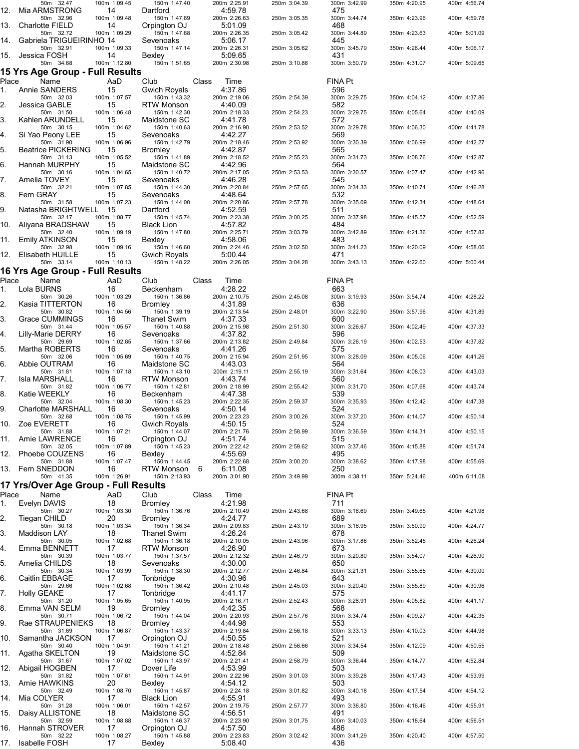| Place | Name | AaD | Club | Class | Time | | FINA Pt | | |
|---|---|---|---|---|---|---|---|---|---|
| | 50m 32.47 | 100m 1:09.45 | 150m 1:47.40 | 200m 2:25.91 | 250m 3:04.39 | | 300m 3:42.99 | 350m 4:20.95 | 400m 4:56.74 |
| 12. | Mia ARMSTRONG | 14 | Dartford | | 4:59.78 | | 475 | | |
| | 50m 32.96 | 100m 1:09.48 | 150m 1:47.69 | 200m 2:26.63 | 250m 3:05.35 | | 300m 3:44.74 | 350m 4:23.96 | 400m 4:59.78 |
| 13. | Charlotte FIELD | 14 | Orpington OJ | | 5:01.09 | | 468 | | |
| | 50m 32.72 | 100m 1:09.29 | 150m 1:47.68 | 200m 2:26.35 | 250m 3:05.42 | | 300m 3:44.89 | 350m 4:23.63 | 400m 5:01.09 |
| 14. | Gabriela TRIGUEIRINHO | 14 | Sevenoaks | | 5:06.17 | | 445 | | |
| | 50m 32.91 | 100m 1:09.33 | 150m 1:47.14 | 200m 2:26.31 | 250m 3:05.62 | | 300m 3:45.79 | 350m 4:26.44 | 400m 5:06.17 |
| 15. | Jessica FOSH | 14 | Bexley | | 5:09.65 | | 431 | | |
| | 50m 34.68 | 100m 1:12.80 | 150m 1:51.65 | 200m 2:30.98 | 250m 3:10.88 | | 300m 3:50.79 | 350m 4:31.07 | 400m 5:09.65 |

## 15 Yrs Age Group - Full Results

| Place | Name | AaD | Club | Class | Time | | FINA Pt | | |
|---|---|---|---|---|---|---|---|---|---|
| 1. | Annie SANDERS | 15 | Gwich Royals | | 4:37.86 | | 596 | | |
| | 50m 32.03 | 100m 1:07.57 | 150m 1:43.32 | 200m 2:19.06 | 250m 2:54.39 | | 300m 3:29.75 | 350m 4:04.12 | 400m 4:37.86 |
| 2. | Jessica GABLE | 15 | RTW Monson | | 4:40.09 | | 582 | | |
| | 50m 31.50 | 100m 1:06.48 | 150m 1:42.30 | 200m 2:18.33 | 250m 2:54.23 | | 300m 3:29.75 | 350m 4:05.64 | 400m 4:40.09 |
| 3. | Kahlen ARUNDELL | 15 | Maidstone SC | | 4:41.78 | | 572 | | |
| | 50m 30.15 | 100m 1:04.62 | 150m 1:40.63 | 200m 2:16.90 | 250m 2:53.52 | | 300m 3:29.78 | 350m 4:06.30 | 400m 4:41.78 |
| 4. | Si Yao Peony LEE | 15 | Sevenoaks | | 4:42.27 | | 569 | | |
| | 50m 31.90 | 100m 1:06.96 | 150m 1:42.79 | 200m 2:18.46 | 250m 2:53.92 | | 300m 3:30.39 | 350m 4:06.99 | 400m 4:42.27 |
| 5. | Beatrice PICKERING | 15 | Bromley | | 4:42.87 | | 565 | | |
| | 50m 31.13 | 100m 1:05.52 | 150m 1:41.89 | 200m 2:18.52 | 250m 2:55.23 | | 300m 3:31.73 | 350m 4:08.76 | 400m 4:42.87 |
| 6. | Hannah MURPHY | 15 | Maidstone SC | | 4:42.96 | | 564 | | |
| | 50m 30.16 | 100m 1:04.65 | 150m 1:40.72 | 200m 2:17.05 | 250m 2:53.53 | | 300m 3:30.57 | 350m 4:07.47 | 400m 4:42.96 |
| 7. | Amelia TOVEY | 15 | Sevenoaks | | 4:46.28 | | 545 | | |
| | 50m 32.21 | 100m 1:07.85 | 150m 1:44.30 | 200m 2:20.84 | 250m 2:57.65 | | 300m 3:34.33 | 350m 4:10.74 | 400m 4:46.28 |
| 8. | Fern GRAY | 15 | Sevenoaks | | 4:48.64 | | 532 | | |
| | 50m 31.58 | 100m 1:07.23 | 150m 1:44.00 | 200m 2:20.86 | 250m 2:57.78 | | 300m 3:35.09 | 350m 4:12.34 | 400m 4:48.64 |
| 9. | Natasha BRIGHTWELL | 15 | Dartford | | 4:52.59 | | 511 | | |
| | 50m 32.17 | 100m 1:08.77 | 150m 1:45.74 | 200m 2:23.38 | 250m 3:00.25 | | 300m 3:37.98 | 350m 4:15.57 | 400m 4:52.59 |
| 10. | Aliyana BRADSHAW | 15 | Black Lion | | 4:57.82 | | 484 | | |
| | 50m 32.40 | 100m 1:09.19 | 150m 1:47.80 | 200m 2:25.71 | 250m 3:03.79 | | 300m 3:42.89 | 350m 4:21.36 | 400m 4:57.82 |
| 11. | Emily ATKINSON | 15 | Bexley | | 4:58.06 | | 483 | | |
| | 50m 32.98 | 100m 1:09.16 | 150m 1:46.60 | 200m 2:24.46 | 250m 3:02.50 | | 300m 3:41.23 | 350m 4:20.09 | 400m 4:58.06 |
| 12. | Elisabeth HUILLE | 15 | Gwich Royals | | 5:00.44 | | 471 | | |
| | 50m 33.14 | 100m 1:10.13 | 150m 1:48.22 | 200m 2:26.05 | 250m 3:04.28 | | 300m 3:43.13 | 350m 4:22.60 | 400m 5:00.44 |

## 16 Yrs Age Group - Full Results

| Place | Name | AaD | Club | Class | Time | | FINA Pt | | |
|---|---|---|---|---|---|---|---|---|---|
| 1. | Lola BURNS | 16 | Beckenham | | 4:28.22 | | 663 | | |
| | 50m 30.26 | 100m 1:03.29 | 150m 1:36.86 | 200m 2:10.75 | 250m 2:45.08 | | 300m 3:19.93 | 350m 3:54.74 | 400m 4:28.22 |
| 2. | Kasia TITTERTON | 16 | Bromley | | 4:31.89 | | 636 | | |
| | 50m 30.82 | 100m 1:04.56 | 150m 1:39.19 | 200m 2:13.54 | 250m 2:48.01 | | 300m 3:22.90 | 350m 3:57.96 | 400m 4:31.89 |
| 3. | Grace CUMMINGS | 16 | Thanet Swim | | 4:37.33 | | 600 | | |
| | 50m 31.44 | 100m 1:05.57 | 150m 1:40.88 | 200m 2:15.98 | 250m 2:51.30 | | 300m 3:26.67 | 350m 4:02.49 | 400m 4:37.33 |
| 4. | Lilly-Marie DERRY | 16 | Sevenoaks | | 4:37.82 | | 596 | | |
| | 50m 29.69 | 100m 1:02.85 | 150m 1:37.66 | 200m 2:13.82 | 250m 2:49.84 | | 300m 3:26.19 | 350m 4:02.53 | 400m 4:37.82 |
| 5. | Martha ROBERTS | 16 | Sevenoaks | | 4:41.26 | | 575 | | |
| | 50m 32.06 | 100m 1:05.69 | 150m 1:40.75 | 200m 2:15.94 | 250m 2:51.95 | | 300m 3:28.09 | 350m 4:05.06 | 400m 4:41.26 |
| 6. | Abbie OUTRAM | 16 | Maidstone SC | | 4:43.03 | | 564 | | |
| | 50m 31.81 | 100m 1:07.18 | 150m 1:43.10 | 200m 2:19.11 | 250m 2:55.19 | | 300m 3:31.64 | 350m 4:08.03 | 400m 4:43.03 |
| 7. | Isla MARSHALL | 16 | RTW Monson | | 4:43.74 | | 560 | | |
| | 50m 31.82 | 100m 1:06.77 | 150m 1:42.81 | 200m 2:18.99 | 250m 2:55.42 | | 300m 3:31.70 | 350m 4:07.68 | 400m 4:43.74 |
| 8. | Katie WEEKLY | 16 | Beckenham | | 4:47.38 | | 539 | | |
| | 50m 32.04 | 100m 1:08.30 | 150m 1:45.23 | 200m 2:22.35 | 250m 2:59.37 | | 300m 3:35.93 | 350m 4:12.42 | 400m 4:47.38 |
| 9. | Charlotte MARSHALL | 16 | Sevenoaks | | 4:50.14 | | 524 | | |
| | 50m 32.68 | 100m 1:08.75 | 150m 1:45.99 | 200m 2:23.23 | 250m 3:00.26 | | 300m 3:37.20 | 350m 4:14.07 | 400m 4:50.14 |
| 10. | Zoe EVERETT | 16 | Gwich Royals | | 4:50.15 | | 524 | | |
| | 50m 31.88 | 100m 1:07.21 | 150m 1:44.07 | 200m 2:21.76 | 250m 2:58.99 | | 300m 3:36.59 | 350m 4:14.31 | 400m 4:50.15 |
| 11. | Amie LAWRENCE | 16 | Orpington OJ | | 4:51.74 | | 515 | | |
| | 50m 32.05 | 100m 1:07.89 | 150m 1:45.23 | 200m 2:22.42 | 250m 2:59.62 | | 300m 3:37.46 | 350m 4:15.88 | 400m 4:51.74 |
| 12. | Phoebe COUZENS | 16 | Bexley | | 4:55.69 | | 495 | | |
| | 50m 31.88 | 100m 1:07.47 | 150m 1:44.45 | 200m 2:22.68 | 250m 3:00.20 | | 300m 3:38.62 | 350m 4:17.98 | 400m 4:55.69 |
| 13. | Fern SNEDDON | 16 | RTW Monson | 6 | 6:11.08 | | 250 | | |
| | 50m 41.35 | 100m 1:26.91 | 150m 2:13.93 | 200m 3:01.90 | 250m 3:49.99 | | 300m 4:38.11 | 350m 5:24.46 | 400m 6:11.08 |

## 17 Yrs/Over Age Group - Full Results

| Place | Name | AaD | Club | Class | Time | | FINA Pt | | |
|---|---|---|---|---|---|---|---|---|---|
| 1. | Evelyn DAVIS | 18 | Bromley | | 4:21.98 | | 711 | | |
| | 50m 30.27 | 100m 1:03.30 | 150m 1:36.76 | 200m 2:10.49 | 250m 2:43.68 | | 300m 3:16.69 | 350m 3:49.65 | 400m 4:21.98 |
| 2. | Tiegan CHILD | 20 | Bromley | | 4:24.77 | | 689 | | |
| | 50m 30.18 | 100m 1:03.34 | 150m 1:36.34 | 200m 2:09.83 | 250m 2:43.19 | | 300m 3:16.95 | 350m 3:50.99 | 400m 4:24.77 |
| 3. | Maddison LAY | 18 | Thanet Swim | | 4:26.24 | | 678 | | |
| | 50m 30.05 | 100m 1:02.68 | 150m 1:36.18 | 200m 2:10.05 | 250m 2:43.96 | | 300m 3:17.86 | 350m 3:52.45 | 400m 4:26.24 |
| 4. | Emma BENNETT | 17 | RTW Monson | | 4:26.90 | | 673 | | |
| | 50m 30.39 | 100m 1:03.77 | 150m 1:37.57 | 200m 2:12.32 | 250m 2:46.79 | | 300m 3:20.80 | 350m 3:54.07 | 400m 4:26.90 |
| 5. | Amelia CHILDS | 18 | Sevenoaks | | 4:30.00 | | 650 | | |
| | 50m 30.34 | 100m 1:03.99 | 150m 1:38.30 | 200m 2:12.77 | 250m 2:46.84 | | 300m 3:21.31 | 350m 3:55.65 | 400m 4:30.00 |
| 6. | Caitlin EBBAGE | 17 | Tonbridge | | 4:30.96 | | 643 | | |
| | 50m 29.66 | 100m 1:02.68 | 150m 1:36.42 | 200m 2:10.48 | 250m 2:45.03 | | 300m 3:20.40 | 350m 3:55.89 | 400m 4:30.96 |
| 7. | Holly GEAKE | 17 | Tonbridge | | 4:41.17 | | 575 | | |
| | 50m 31.20 | 100m 1:05.65 | 150m 1:40.95 | 200m 2:16.71 | 250m 2:52.43 | | 300m 3:28.91 | 350m 4:05.82 | 400m 4:41.17 |
| 8. | Emma VAN SELM | 19 | Bromley | | 4:42.35 | | 568 | | |
| | 50m 30.71 | 100m 1:06.72 | 150m 1:44.04 | 200m 2:20.93 | 250m 2:57.76 | | 300m 3:34.74 | 350m 4:09.27 | 400m 4:42.35 |
| 9. | Rae STRAUPENIEKS | 18 | Bromley | | 4:44.98 | | 553 | | |
| | 50m 31.69 | 100m 1:06.87 | 150m 1:43.37 | 200m 2:19.84 | 250m 2:56.18 | | 300m 3:33.13 | 350m 4:10.03 | 400m 4:44.98 |
| 10. | Samantha JACKSON | 17 | Orpington OJ | | 4:50.55 | | 521 | | |
| | 50m 30.40 | 100m 1:04.91 | 150m 1:41.21 | 200m 2:18.48 | 250m 2:56.66 | | 300m 3:34.54 | 350m 4:12.09 | 400m 4:50.55 |
| 11. | Agatha SKELTON | 19 | Maidstone SC | | 4:52.84 | | 509 | | |
| | 50m 31.67 | 100m 1:07.02 | 150m 1:43.97 | 200m 2:21.41 | 250m 2:58.79 | | 300m 3:36.44 | 350m 4:14.77 | 400m 4:52.84 |
| 12. | Abigail HOGBEN | 17 | Dover Life | | 4:53.99 | | 503 | | |
| | 50m 31.82 | 100m 1:07.61 | 150m 1:44.91 | 200m 2:22.96 | 250m 3:01.03 | | 300m 3:39.28 | 350m 4:17.43 | 400m 4:53.99 |
| 13. | Amie HAWKINS | 20 | Bexley | | 4:54.12 | | 503 | | |
| | 50m 32.49 | 100m 1:08.70 | 150m 1:45.87 | 200m 2:24.18 | 250m 3:01.82 | | 300m 3:40.18 | 350m 4:17.54 | 400m 4:54.12 |
| 14. | Mia COLYER | 17 | Black Lion | | 4:55.91 | | 493 | | |
| | 50m 31.28 | 100m 1:06.01 | 150m 1:42.57 | 200m 2:19.75 | 250m 2:57.77 | | 300m 3:36.80 | 350m 4:16.46 | 400m 4:55.91 |
| 15. | Daisy ALLISTONE | 18 | Maidstone SC | | 4:56.51 | | 491 | | |
| | 50m 32.59 | 100m 1:08.88 | 150m 1:46.37 | 200m 2:23.90 | 250m 3:01.75 | | 300m 3:40.03 | 350m 4:18.64 | 400m 4:56.51 |
| 16. | Hannah STROVER | 17 | Orpington OJ | | 4:57.50 | | 486 | | |
| | 50m 32.22 | 100m 1:08.27 | 150m 1:45.88 | 200m 2:23.83 | 250m 3:02.42 | | 300m 3:41.29 | 350m 4:20.40 | 400m 4:57.50 |
| 17. | Isabelle FOSH | 17 | Bexley | | 5:08.40 | | 436 | | |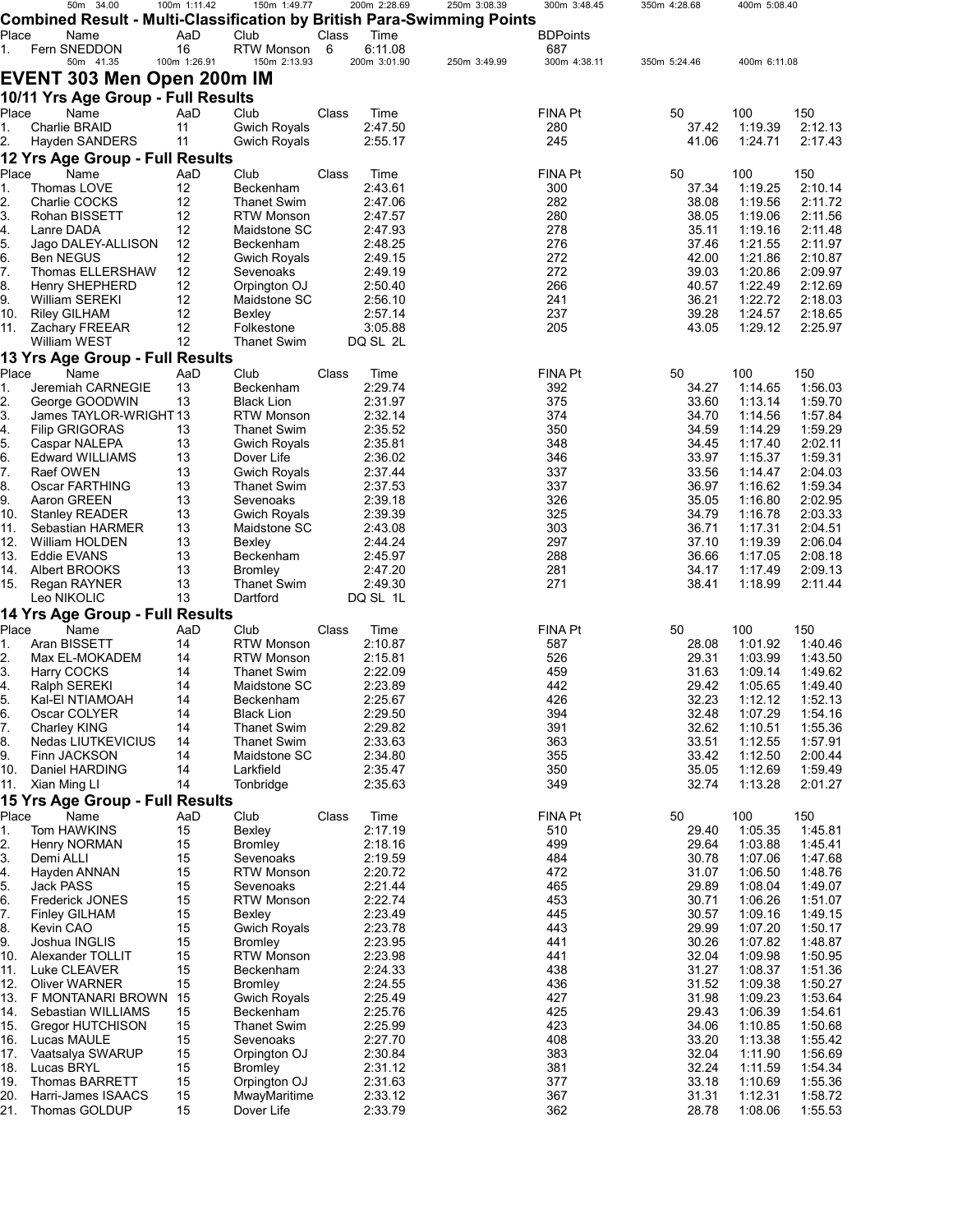| 50m 34.00 | 100m 1:11.42 | 150m 1:49.77 | 200m 2:28.69 | 250m 3:08.39 | 300m 3:48.45 | 350m 4:28.68 | 400m 5:08.40 |
|---|---|---|---|---|---|---|---|

**Combined Result - Multi-Classification by British Para-Swimming Points**

| Place | Name | AaD | Club | Class | Time | BDPoints |
|---|---|---|---|---|---|---|
| 1. | Fern SNEDDON | 16 | RTW Monson | 6 | 6:11.08 | 687 |

| 50m 41.35 | 100m 1:26.91 | 150m 2:13.93 | 200m 3:01.90 | 250m 3:49.99 | 300m 4:38.11 | 350m 5:24.46 | 400m 6:11.08 |
|---|---|---|---|---|---|---|---|

# EVENT 303 Men Open 200m IM

## 10/11 Yrs Age Group - Full Results

| Place | Name | AaD | Club | Class | Time | FINA Pt | 50 | 100 | 150 |
|---|---|---|---|---|---|---|---|---|---|
| 1. | Charlie BRAID | 11 | Gwich Royals | | 2:47.50 | 280 | 37.42 | 1:19.39 | 2:12.13 |
| 2. | Hayden SANDERS | 11 | Gwich Royals | | 2:55.17 | 245 | 41.06 | 1:24.71 | 2:17.43 |

## 12 Yrs Age Group - Full Results

| Place | Name | AaD | Club | Class | Time | FINA Pt | 50 | 100 | 150 |
|---|---|---|---|---|---|---|---|---|---|
| 1. | Thomas LOVE | 12 | Beckenham | | 2:43.61 | 300 | 37.34 | 1:19.25 | 2:10.14 |
| 2. | Charlie COCKS | 12 | Thanet Swim | | 2:47.06 | 282 | 38.08 | 1:19.56 | 2:11.72 |
| 3. | Rohan BISSETT | 12 | RTW Monson | | 2:47.57 | 280 | 38.05 | 1:19.06 | 2:11.56 |
| 4. | Lanre DADA | 12 | Maidstone SC | | 2:47.93 | 278 | 35.11 | 1:19.16 | 2:11.48 |
| 5. | Jago DALEY-ALLISON | 12 | Beckenham | | 2:48.25 | 276 | 37.46 | 1:21.55 | 2:11.97 |
| 6. | Ben NEGUS | 12 | Gwich Royals | | 2:49.15 | 272 | 42.00 | 1:21.86 | 2:10.87 |
| 7. | Thomas ELLERSHAW | 12 | Sevenoaks | | 2:49.19 | 272 | 39.03 | 1:20.86 | 2:09.97 |
| 8. | Henry SHEPHERD | 12 | Orpington OJ | | 2:50.40 | 266 | 40.57 | 1:22.49 | 2:12.69 |
| 9. | William SEREKI | 12 | Maidstone SC | | 2:56.10 | 241 | 36.21 | 1:22.72 | 2:18.03 |
| 10. | Riley GILHAM | 12 | Bexley | | 2:57.14 | 237 | 39.28 | 1:24.57 | 2:18.65 |
| 11. | Zachary FREEAR | 12 | Folkestone | | 3:05.88 | 205 | 43.05 | 1:29.12 | 2:25.97 |
| | William WEST | 12 | Thanet Swim | | DQ SL 2L | | | | |

## 13 Yrs Age Group - Full Results

| Place | Name | AaD | Club | Class | Time | FINA Pt | 50 | 100 | 150 |
|---|---|---|---|---|---|---|---|---|---|
| 1. | Jeremiah CARNEGIE | 13 | Beckenham | | 2:29.74 | 392 | 34.27 | 1:14.65 | 1:56.03 |
| 2. | George GOODWIN | 13 | Black Lion | | 2:31.97 | 375 | 33.60 | 1:13.14 | 1:59.70 |
| 3. | James TAYLOR-WRIGHT | 13 | RTW Monson | | 2:32.14 | 374 | 34.70 | 1:14.56 | 1:57.84 |
| 4. | Filip GRIGORAS | 13 | Thanet Swim | | 2:35.52 | 350 | 34.59 | 1:14.29 | 1:59.29 |
| 5. | Caspar NALEPA | 13 | Gwich Royals | | 2:35.81 | 348 | 34.45 | 1:17.40 | 2:02.11 |
| 6. | Edward WILLIAMS | 13 | Dover Life | | 2:36.02 | 346 | 33.97 | 1:15.37 | 1:59.31 |
| 7. | Raef OWEN | 13 | Gwich Royals | | 2:37.44 | 337 | 33.56 | 1:14.47 | 2:04.03 |
| 8. | Oscar FARTHING | 13 | Thanet Swim | | 2:37.53 | 337 | 36.97 | 1:16.62 | 1:59.34 |
| 9. | Aaron GREEN | 13 | Sevenoaks | | 2:39.18 | 326 | 35.05 | 1:16.80 | 2:02.95 |
| 10. | Stanley READER | 13 | Gwich Royals | | 2:39.39 | 325 | 34.79 | 1:16.78 | 2:03.33 |
| 11. | Sebastian HARMER | 13 | Maidstone SC | | 2:43.08 | 303 | 36.71 | 1:17.31 | 2:04.51 |
| 12. | William HOLDEN | 13 | Bexley | | 2:44.24 | 297 | 37.10 | 1:19.39 | 2:06.04 |
| 13. | Eddie EVANS | 13 | Beckenham | | 2:45.97 | 288 | 36.66 | 1:17.05 | 2:08.18 |
| 14. | Albert BROOKS | 13 | Bromley | | 2:47.20 | 281 | 34.17 | 1:17.49 | 2:09.13 |
| 15. | Regan RAYNER | 13 | Thanet Swim | | 2:49.30 | 271 | 38.41 | 1:18.99 | 2:11.44 |
| | Leo NIKOLIC | 13 | Dartford | | DQ SL 1L | | | | |

## 14 Yrs Age Group - Full Results

| Place | Name | AaD | Club | Class | Time | FINA Pt | 50 | 100 | 150 |
|---|---|---|---|---|---|---|---|---|---|
| 1. | Aran BISSETT | 14 | RTW Monson | | 2:10.87 | 587 | 28.08 | 1:01.92 | 1:40.46 |
| 2. | Max EL-MOKADEM | 14 | RTW Monson | | 2:15.81 | 526 | 29.31 | 1:03.99 | 1:43.50 |
| 3. | Harry COCKS | 14 | Thanet Swim | | 2:22.09 | 459 | 31.63 | 1:09.14 | 1:49.62 |
| 4. | Ralph SEREKI | 14 | Maidstone SC | | 2:23.89 | 442 | 29.42 | 1:05.65 | 1:49.40 |
| 5. | Kal-El NTIAMOAH | 14 | Beckenham | | 2:25.67 | 426 | 32.23 | 1:12.12 | 1:52.13 |
| 6. | Oscar COLYER | 14 | Black Lion | | 2:29.50 | 394 | 32.48 | 1:07.29 | 1:54.16 |
| 7. | Charley KING | 14 | Thanet Swim | | 2:29.82 | 391 | 32.62 | 1:10.51 | 1:55.36 |
| 8. | Nedas LIUTKEVICIUS | 14 | Thanet Swim | | 2:33.63 | 363 | 33.51 | 1:12.55 | 1:57.91 |
| 9. | Finn JACKSON | 14 | Maidstone SC | | 2:34.80 | 355 | 33.42 | 1:12.50 | 2:00.44 |
| 10. | Daniel HARDING | 14 | Larkfield | | 2:35.47 | 350 | 35.05 | 1:12.69 | 1:59.49 |
| 11. | Xian Ming LI | 14 | Tonbridge | | 2:35.63 | 349 | 32.74 | 1:13.28 | 2:01.27 |

## 15 Yrs Age Group - Full Results

| Place | Name | AaD | Club | Class | Time | FINA Pt | 50 | 100 | 150 |
|---|---|---|---|---|---|---|---|---|---|
| 1. | Tom HAWKINS | 15 | Bexley | | 2:17.19 | 510 | 29.40 | 1:05.35 | 1:45.81 |
| 2. | Henry NORMAN | 15 | Bromley | | 2:18.16 | 499 | 29.64 | 1:03.88 | 1:45.41 |
| 3. | Demi ALLI | 15 | Sevenoaks | | 2:19.59 | 484 | 30.78 | 1:07.06 | 1:47.68 |
| 4. | Hayden ANNAN | 15 | RTW Monson | | 2:20.72 | 472 | 31.07 | 1:06.50 | 1:48.76 |
| 5. | Jack PASS | 15 | Sevenoaks | | 2:21.44 | 465 | 29.89 | 1:08.04 | 1:49.07 |
| 6. | Frederick JONES | 15 | RTW Monson | | 2:22.74 | 453 | 30.71 | 1:06.26 | 1:51.07 |
| 7. | Finley GILHAM | 15 | Bexley | | 2:23.49 | 445 | 30.57 | 1:09.16 | 1:49.15 |
| 8. | Kevin CAO | 15 | Gwich Royals | | 2:23.78 | 443 | 29.99 | 1:07.20 | 1:50.17 |
| 9. | Joshua INGLIS | 15 | Bromley | | 2:23.95 | 441 | 30.26 | 1:07.82 | 1:48.87 |
| 10. | Alexander TOLLIT | 15 | RTW Monson | | 2:23.98 | 441 | 32.04 | 1:09.98 | 1:50.95 |
| 11. | Luke CLEAVER | 15 | Beckenham | | 2:24.33 | 438 | 31.27 | 1:08.37 | 1:51.36 |
| 12. | Oliver WARNER | 15 | Bromley | | 2:24.55 | 436 | 31.52 | 1:09.38 | 1:50.27 |
| 13. | F MONTANARI BROWN | 15 | Gwich Royals | | 2:25.49 | 427 | 31.98 | 1:09.23 | 1:53.64 |
| 14. | Sebastian WILLIAMS | 15 | Beckenham | | 2:25.76 | 425 | 29.43 | 1:06.39 | 1:54.61 |
| 15. | Gregor HUTCHISON | 15 | Thanet Swim | | 2:25.99 | 423 | 34.06 | 1:10.85 | 1:50.68 |
| 16. | Lucas MAULE | 15 | Sevenoaks | | 2:27.70 | 408 | 33.20 | 1:13.38 | 1:55.42 |
| 17. | Vaatsalya SWARUP | 15 | Orpington OJ | | 2:30.84 | 383 | 32.04 | 1:11.90 | 1:56.69 |
| 18. | Lucas BRYL | 15 | Bromley | | 2:31.12 | 381 | 32.24 | 1:11.59 | 1:54.34 |
| 19. | Thomas BARRETT | 15 | Orpington OJ | | 2:31.63 | 377 | 33.18 | 1:10.69 | 1:55.36 |
| 20. | Harri-James ISAACS | 15 | MwayMaritime | | 2:33.12 | 367 | 31.31 | 1:12.31 | 1:58.72 |
| 21. | Thomas GOLDUP | 15 | Dover Life | | 2:33.79 | 362 | 28.78 | 1:08.06 | 1:55.53 |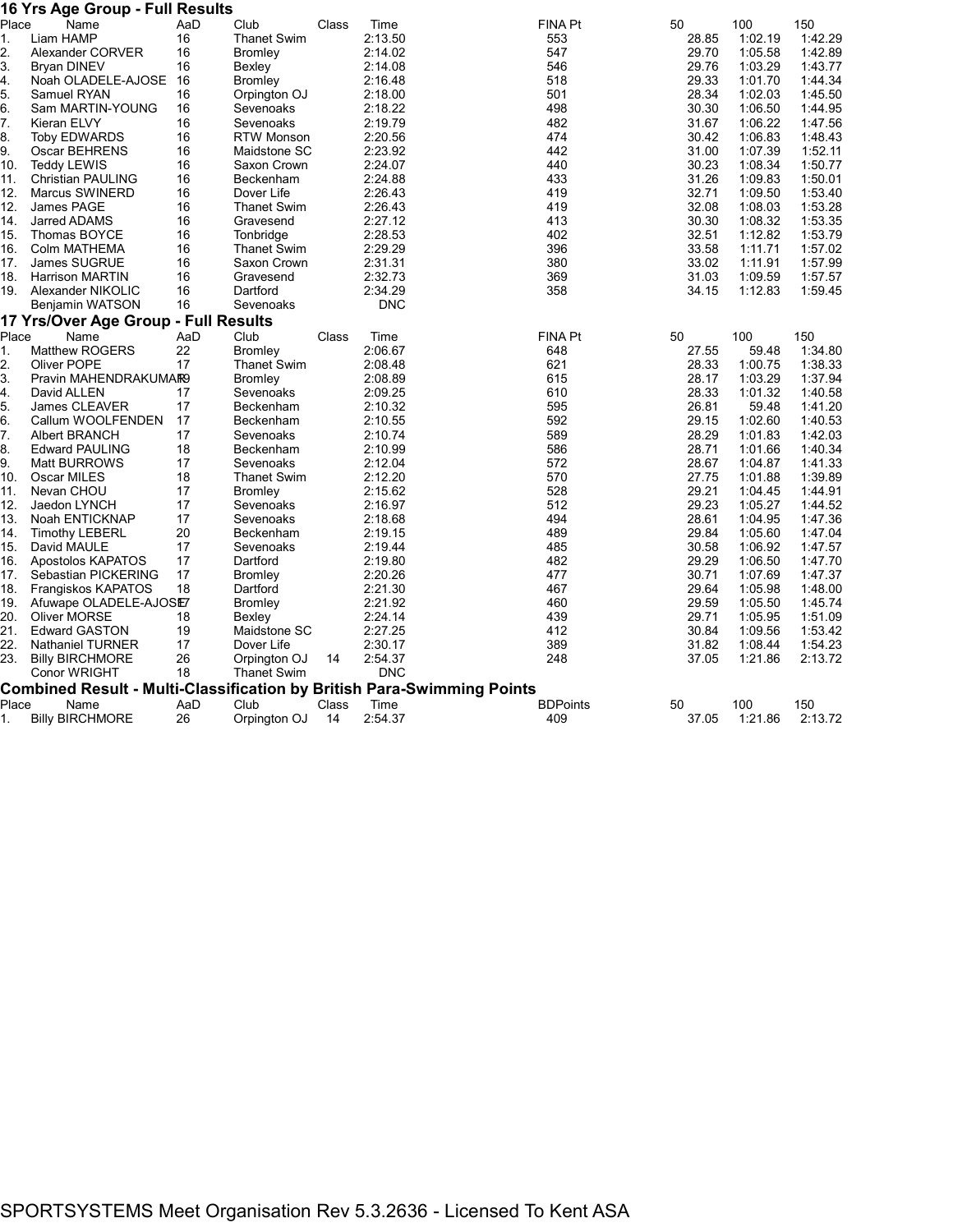## 16 Yrs Age Group - Full Results

| Place | Name | AaD | Club | Class | Time | FINA Pt | 50 | 100 | 150 |
|---|---|---|---|---|---|---|---|---|---|
| 1. | Liam HAMP | 16 | Thanet Swim | | 2:13.50 | 553 | 28.85 | 1:02.19 | 1:42.29 |
| 2. | Alexander CORVER | 16 | Bromley | | 2:14.02 | 547 | 29.70 | 1:05.58 | 1:42.89 |
| 3. | Bryan DINEV | 16 | Bexley | | 2:14.08 | 546 | 29.76 | 1:03.29 | 1:43.77 |
| 4. | Noah OLADELE-AJOSE | 16 | Bromley | | 2:16.48 | 518 | 29.33 | 1:01.70 | 1:44.34 |
| 5. | Samuel RYAN | 16 | Orpington OJ | | 2:18.00 | 501 | 28.34 | 1:02.03 | 1:45.50 |
| 6. | Sam MARTIN-YOUNG | 16 | Sevenoaks | | 2:18.22 | 498 | 30.30 | 1:06.50 | 1:44.95 |
| 7. | Kieran ELVY | 16 | Sevenoaks | | 2:19.79 | 482 | 31.67 | 1:06.22 | 1:47.56 |
| 8. | Toby EDWARDS | 16 | RTW Monson | | 2:20.56 | 474 | 30.42 | 1:06.83 | 1:48.43 |
| 9. | Oscar BEHRENS | 16 | Maidstone SC | | 2:23.92 | 442 | 31.00 | 1:07.39 | 1:52.11 |
| 10. | Teddy LEWIS | 16 | Saxon Crown | | 2:24.07 | 440 | 30.23 | 1:08.34 | 1:50.77 |
| 11. | Christian PAULING | 16 | Beckenham | | 2:24.88 | 433 | 31.26 | 1:09.83 | 1:50.01 |
| 12. | Marcus SWINERD | 16 | Dover Life | | 2:26.43 | 419 | 32.71 | 1:09.50 | 1:53.40 |
| 12. | James PAGE | 16 | Thanet Swim | | 2:26.43 | 419 | 32.08 | 1:08.03 | 1:53.28 |
| 14. | Jarred ADAMS | 16 | Gravesend | | 2:27.12 | 413 | 30.30 | 1:08.32 | 1:53.35 |
| 15. | Thomas BOYCE | 16 | Tonbridge | | 2:28.53 | 402 | 32.51 | 1:12.82 | 1:53.79 |
| 16. | Colm MATHEMA | 16 | Thanet Swim | | 2:29.29 | 396 | 33.58 | 1:11.71 | 1:57.02 |
| 17. | James SUGRUE | 16 | Saxon Crown | | 2:31.31 | 380 | 33.02 | 1:11.91 | 1:57.99 |
| 18. | Harrison MARTIN | 16 | Gravesend | | 2:32.73 | 369 | 31.03 | 1:09.59 | 1:57.57 |
| 19. | Alexander NIKOLIC | 16 | Dartford | | 2:34.29 | 358 | 34.15 | 1:12.83 | 1:59.45 |
| | Benjamin WATSON | 16 | Sevenoaks | | DNC | | | | |

## 17 Yrs/Over Age Group - Full Results

| Place | Name | AaD | Club | Class | Time | FINA Pt | 50 | 100 | 150 |
|---|---|---|---|---|---|---|---|---|---|
| 1. | Matthew ROGERS | 22 | Bromley | | 2:06.67 | 648 | 27.55 | 59.48 | 1:34.80 |
| 2. | Oliver POPE | 17 | Thanet Swim | | 2:08.48 | 621 | 28.33 | 1:00.75 | 1:38.33 |
| 3. | Pravin MAHENDRAKUMAR | 19 | Bromley | | 2:08.89 | 615 | 28.17 | 1:03.29 | 1:37.94 |
| 4. | David ALLEN | 17 | Sevenoaks | | 2:09.25 | 610 | 28.33 | 1:01.32 | 1:40.58 |
| 5. | James CLEAVER | 17 | Beckenham | | 2:10.32 | 595 | 26.81 | 59.48 | 1:41.20 |
| 6. | Callum WOOLFENDEN | 17 | Beckenham | | 2:10.55 | 592 | 29.15 | 1:02.60 | 1:40.53 |
| 7. | Albert BRANCH | 17 | Sevenoaks | | 2:10.74 | 589 | 28.29 | 1:01.83 | 1:42.03 |
| 8. | Edward PAULING | 18 | Beckenham | | 2:10.99 | 586 | 28.71 | 1:01.66 | 1:40.34 |
| 9. | Matt BURROWS | 17 | Sevenoaks | | 2:12.04 | 572 | 28.67 | 1:04.87 | 1:41.33 |
| 10. | Oscar MILES | 18 | Thanet Swim | | 2:12.20 | 570 | 27.75 | 1:01.88 | 1:39.89 |
| 11. | Nevan CHOU | 17 | Bromley | | 2:15.62 | 528 | 29.21 | 1:04.45 | 1:44.91 |
| 12. | Jaedon LYNCH | 17 | Sevenoaks | | 2:16.97 | 512 | 29.23 | 1:05.27 | 1:44.52 |
| 13. | Noah ENTICKNAP | 17 | Sevenoaks | | 2:18.68 | 494 | 28.61 | 1:04.95 | 1:47.36 |
| 14. | Timothy LEBERL | 20 | Beckenham | | 2:19.15 | 489 | 29.84 | 1:05.60 | 1:47.04 |
| 15. | David MAULE | 17 | Sevenoaks | | 2:19.44 | 485 | 30.58 | 1:06.92 | 1:47.57 |
| 16. | Apostolos KAPATOS | 17 | Dartford | | 2:19.80 | 482 | 29.29 | 1:06.50 | 1:47.70 |
| 17. | Sebastian PICKERING | 17 | Bromley | | 2:20.26 | 477 | 30.71 | 1:07.69 | 1:47.37 |
| 18. | Frangiskos KAPATOS | 18 | Dartford | | 2:21.30 | 467 | 29.64 | 1:05.98 | 1:48.00 |
| 19. | Afuwape OLADELE-AJOSE | 17 | Bromley | | 2:21.92 | 460 | 29.59 | 1:05.50 | 1:45.74 |
| 20. | Oliver MORSE | 18 | Bexley | | 2:24.14 | 439 | 29.71 | 1:05.95 | 1:51.09 |
| 21. | Edward GASTON | 19 | Maidstone SC | | 2:27.25 | 412 | 30.84 | 1:09.56 | 1:53.42 |
| 22. | Nathaniel TURNER | 17 | Dover Life | | 2:30.17 | 389 | 31.82 | 1:08.44 | 1:54.23 |
| 23. | Billy BIRCHMORE | 26 | Orpington OJ | 14 | 2:54.37 | 248 | 37.05 | 1:21.86 | 2:13.72 |
| | Conor WRIGHT | 18 | Thanet Swim | | DNC | | | | |

## Combined Result - Multi-Classification by British Para-Swimming Points

| Place | Name | AaD | Club | Class | Time | BDPoints | 50 | 100 | 150 |
|---|---|---|---|---|---|---|---|---|---|
| 1. | Billy BIRCHMORE | 26 | Orpington OJ | 14 | 2:54.37 | 409 | 37.05 | 1:21.86 | 2:13.72 |

SPORTSYSTEMS Meet Organisation Rev 5.3.2636 - Licensed To Kent ASA